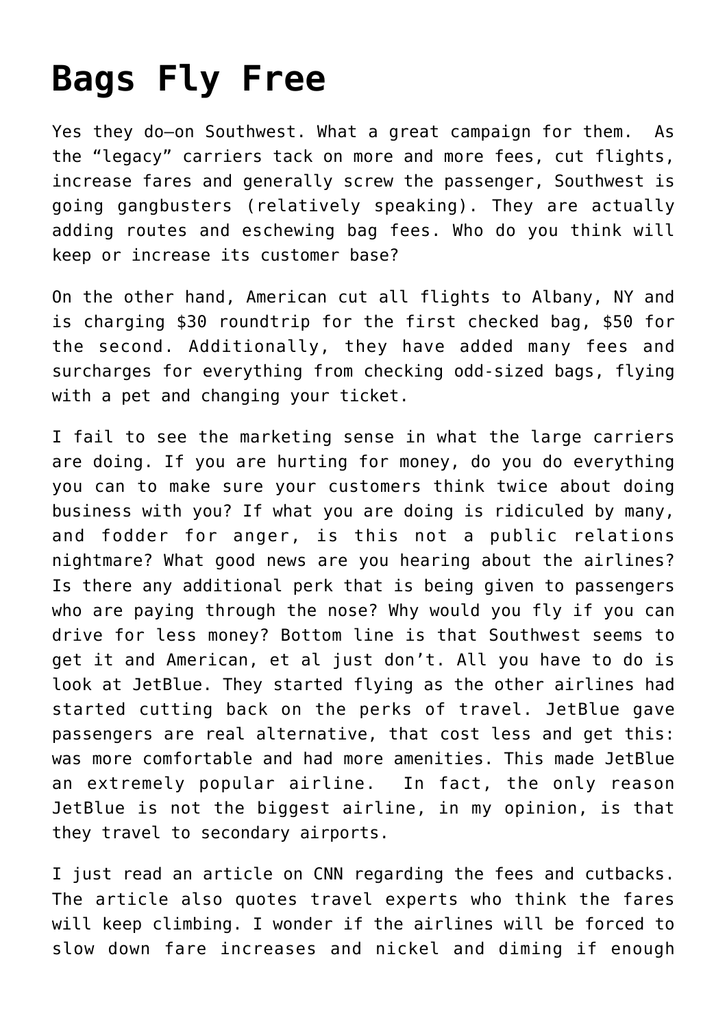# Bags Fly Free

Yes they do—on Southwest. What a great campaign for them. As the "legacy" carriers tack on more and more fees, cut flights, increase fares and generally screw the passenger, Southwest is going gangbusters (relatively speaking). They are actually adding routes and eschewing bag fees. Who do you think will keep or increase its customer base?

On the other hand, American cut all flights to Albany, NY and is charging $30 roundtrip for the first checked bag, $50 for the second. Additionally, they have added many fees and surcharges for everything from checking odd-sized bags, flying with a pet and changing your ticket.

I fail to see the marketing sense in what the large carriers are doing. If you are hurting for money, do you do everything you can to make sure your customers think twice about doing business with you? If what you are doing is ridiculed by many, and fodder for anger, is this not a public relations nightmare? What good news are you hearing about the airlines? Is there any additional perk that is being given to passengers who are paying through the nose? Why would you fly if you can drive for less money? Bottom line is that Southwest seems to get it and American, et al just don't. All you have to do is look at JetBlue. They started flying as the other airlines had started cutting back on the perks of travel. JetBlue gave passengers are real alternative, that cost less and get this: was more comfortable and had more amenities. This made JetBlue an extremely popular airline. In fact, the only reason JetBlue is not the biggest airline, in my opinion, is that they travel to secondary airports.

I just read an article on CNN regarding the fees and cutbacks. The article also quotes travel experts who think the fares will keep climbing. I wonder if the airlines will be forced to slow down fare increases and nickel and diming if enough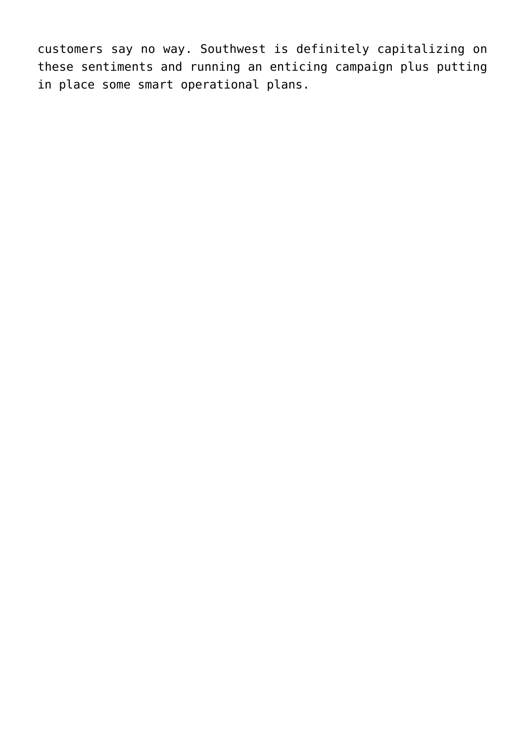customers say no way. Southwest is definitely capitalizing on these sentiments and running an enticing campaign plus putting in place some smart operational plans.